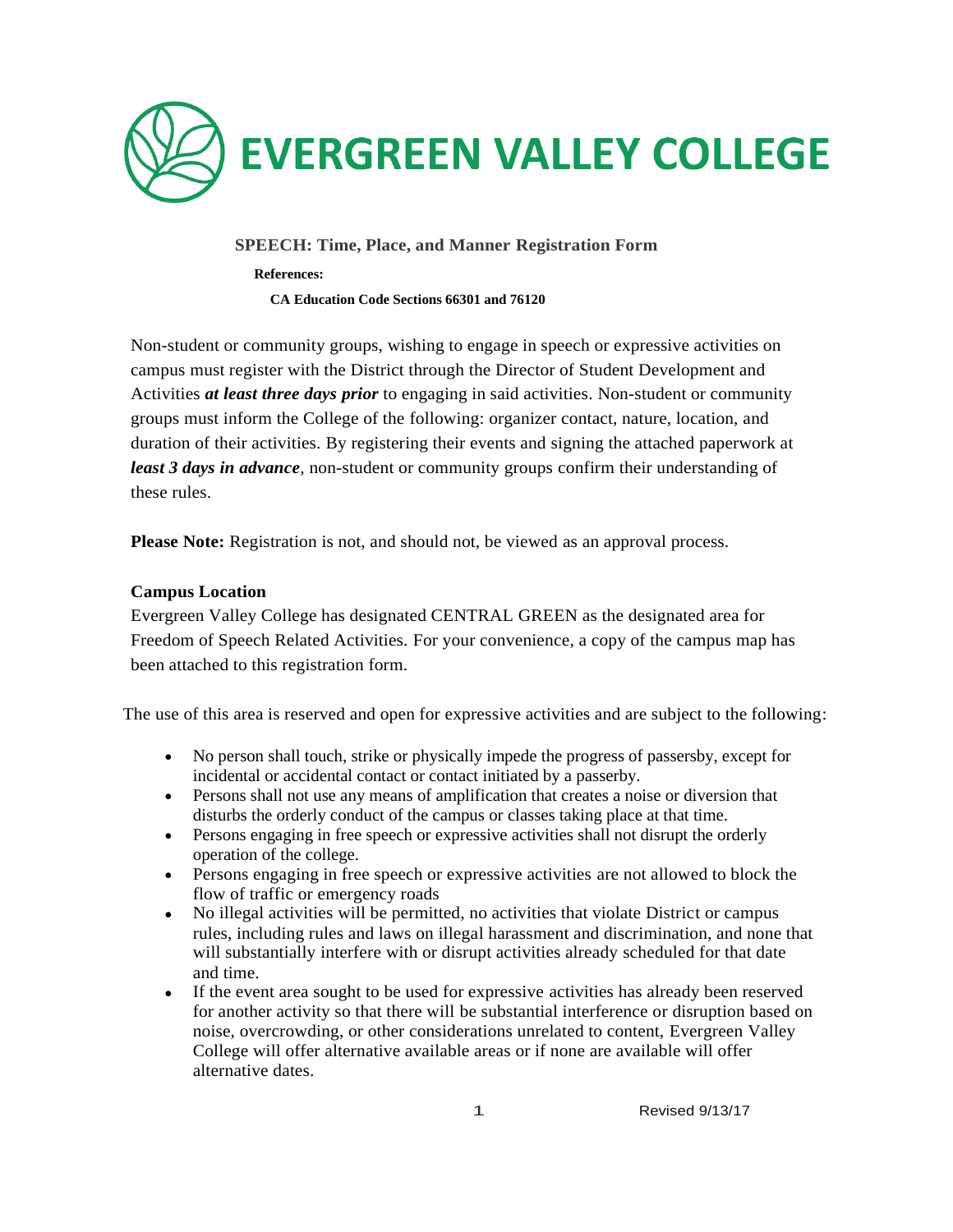# EVERGREEN VALLEY COLLEGE

## SPEECH: Time, Place, and Manner Registration Form

**References:**

**CA Education Code Sections 66301 and 76120**

Non-student or community groups, wishing to engage in speech or expressive activities on campus must register with the District through the Director of Student Development and Activities ***at least three days prior*** to engaging in said activities. Non-student or community groups must inform the College of the following: organizer contact, nature, location, and duration of their activities. By registering their events and signing the attached paperwork at ***least 3 days in advance***, non-student or community groups confirm their understanding of these rules.

**Please Note:** Registration is not, and should not, be viewed as an approval process.

**Campus Location**

Evergreen Valley College has designated CENTRAL GREEN as the designated area for Freedom of Speech Related Activities. For your convenience, a copy of the campus map has been attached to this registration form.

The use of this area is reserved and open for expressive activities and are subject to the following:

- No person shall touch, strike or physically impede the progress of passersby, except for incidental or accidental contact or contact initiated by a passerby.
- Persons shall not use any means of amplification that creates a noise or diversion that disturbs the orderly conduct of the campus or classes taking place at that time.
- Persons engaging in free speech or expressive activities shall not disrupt the orderly operation of the college.
- Persons engaging in free speech or expressive activities are not allowed to block the flow of traffic or emergency roads
- No illegal activities will be permitted, no activities that violate District or campus rules, including rules and laws on illegal harassment and discrimination, and none that will substantially interfere with or disrupt activities already scheduled for that date and time.
- If the event area sought to be used for expressive activities has already been reserved for another activity so that there will be substantial interference or disruption based on noise, overcrowding, or other considerations unrelated to content, Evergreen Valley College will offer alternative available areas or if none are available will offer alternative dates.

Revised 9/13/17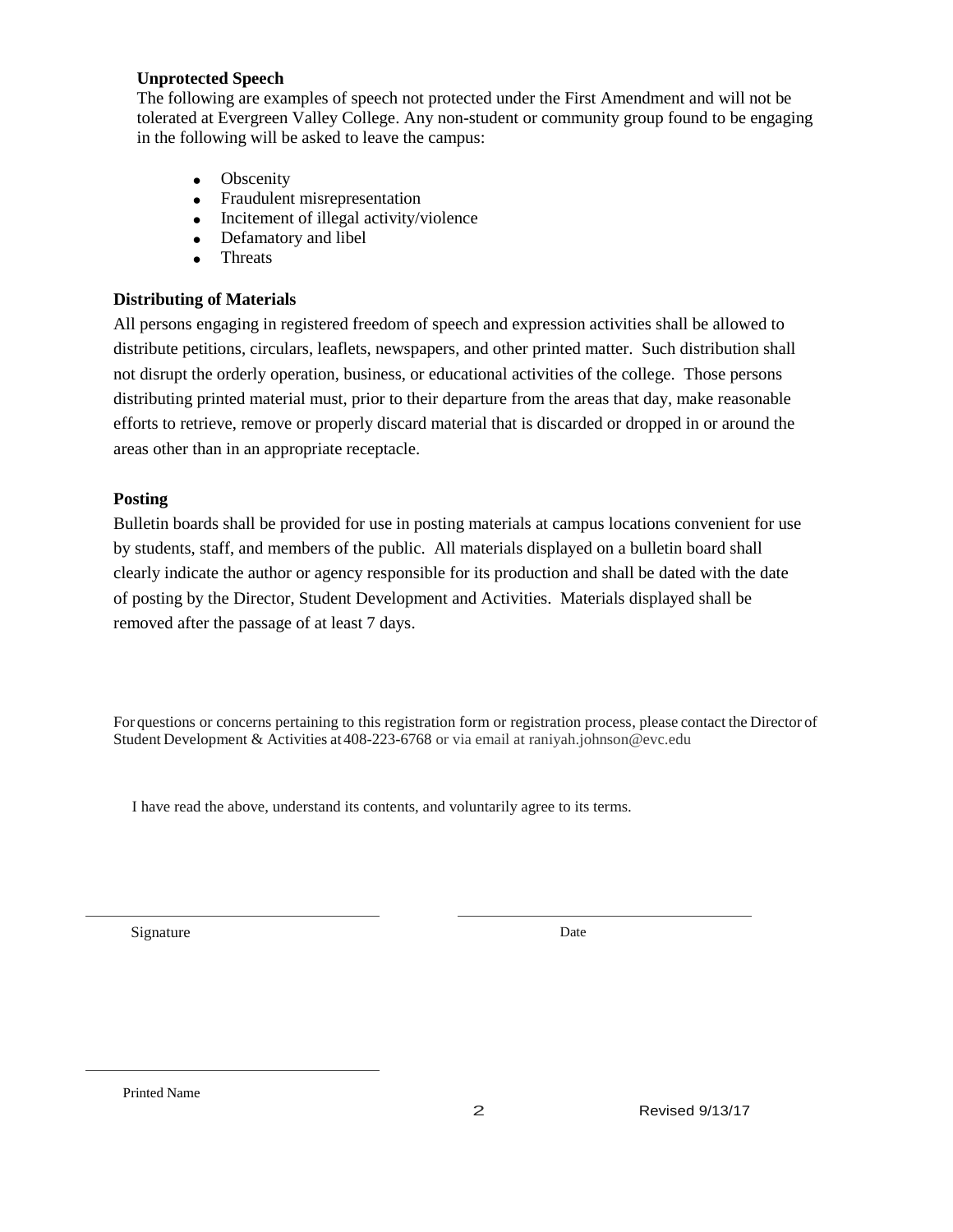### Unprotected Speech

The following are examples of speech not protected under the First Amendment and will not be tolerated at Evergreen Valley College. Any non-student or community group found to be engaging in the following will be asked to leave the campus:

- Obscenity
- Fraudulent misrepresentation
- Incitement of illegal activity/violence
- Defamatory and libel
- Threats

### Distributing of Materials

All persons engaging in registered freedom of speech and expression activities shall be allowed to distribute petitions, circulars, leaflets, newspapers, and other printed matter. Such distribution shall not disrupt the orderly operation, business, or educational activities of the college. Those persons distributing printed material must, prior to their departure from the areas that day, make reasonable efforts to retrieve, remove or properly discard material that is discarded or dropped in or around the areas other than in an appropriate receptacle.

### Posting

Bulletin boards shall be provided for use in posting materials at campus locations convenient for use by students, staff, and members of the public. All materials displayed on a bulletin board shall clearly indicate the author or agency responsible for its production and shall be dated with the date of posting by the Director, Student Development and Activities. Materials displayed shall be removed after the passage of at least 7 days.

For questions or concerns pertaining to this registration form or registration process, please contact the Director of Student Development & Activities at 408-223-6768 or via email at raniyah.johnson@evc.edu

I have read the above, understand its contents, and voluntarily agree to its terms.

\_\_\_\_\_\_\_\_\_\_\_\_\_\_\_\_\_\_\_\_\_\_\_\_\_\_\_\_\_\_ \_\_\_\_\_\_\_\_\_\_\_\_\_\_\_\_\_\_\_\_\_\_\_\_\_\_\_\_\_\_

Signature Date

\_\_\_\_\_\_\_\_\_\_\_\_\_\_\_\_\_\_\_\_\_\_\_\_\_\_\_\_\_\_

Printed Name

Revised 9/13/17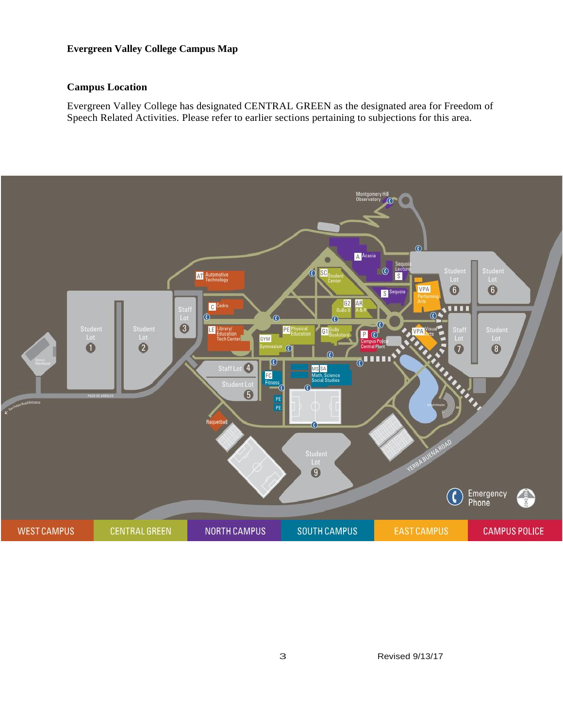**Evergreen Valley College Campus Map**

**Campus Location**

Evergreen Valley College has designated CENTRAL GREEN as the designated area for Freedom of Speech Related Activities. Please refer to earlier sections pertaining to subjections for this area.

Montgomery Hill Observatory

A Acacia

Sequoia Lecture S

SC Student Center

AT Automotive Technology

C Cedro

Staff Lot 3

Student Lot 1

Student Lot 2

LE Library/ Education Tech Center

PE Physical Education

G1 Gullo Bookstore

G2 Gullo II

AR A & R

S Sequoia

VPA Performing Arts

VPA Visual Arts

P Campus Police Central Plant

Student Lot 6

Student Lot 6

Staff Lot 7

Student Lot 8

GYM Gymnasium

Staff Lot 4

Student Lot 5

FC Fitness

MS SA Math, Science Social Studies

PE

PE

Raquetball

Student Lot 9

Amphitheater

District Warehouse

PASO DE ARBOLES

San Felipe Road Entrance

YERBA BUENA ROAD

Emergency Phone

NORTH

WEST CAMPUS | CENTRAL GREEN | NORTH CAMPUS | SOUTH CAMPUS | EAST CAMPUS | CAMPUS POLICE

Revised 9/13/17